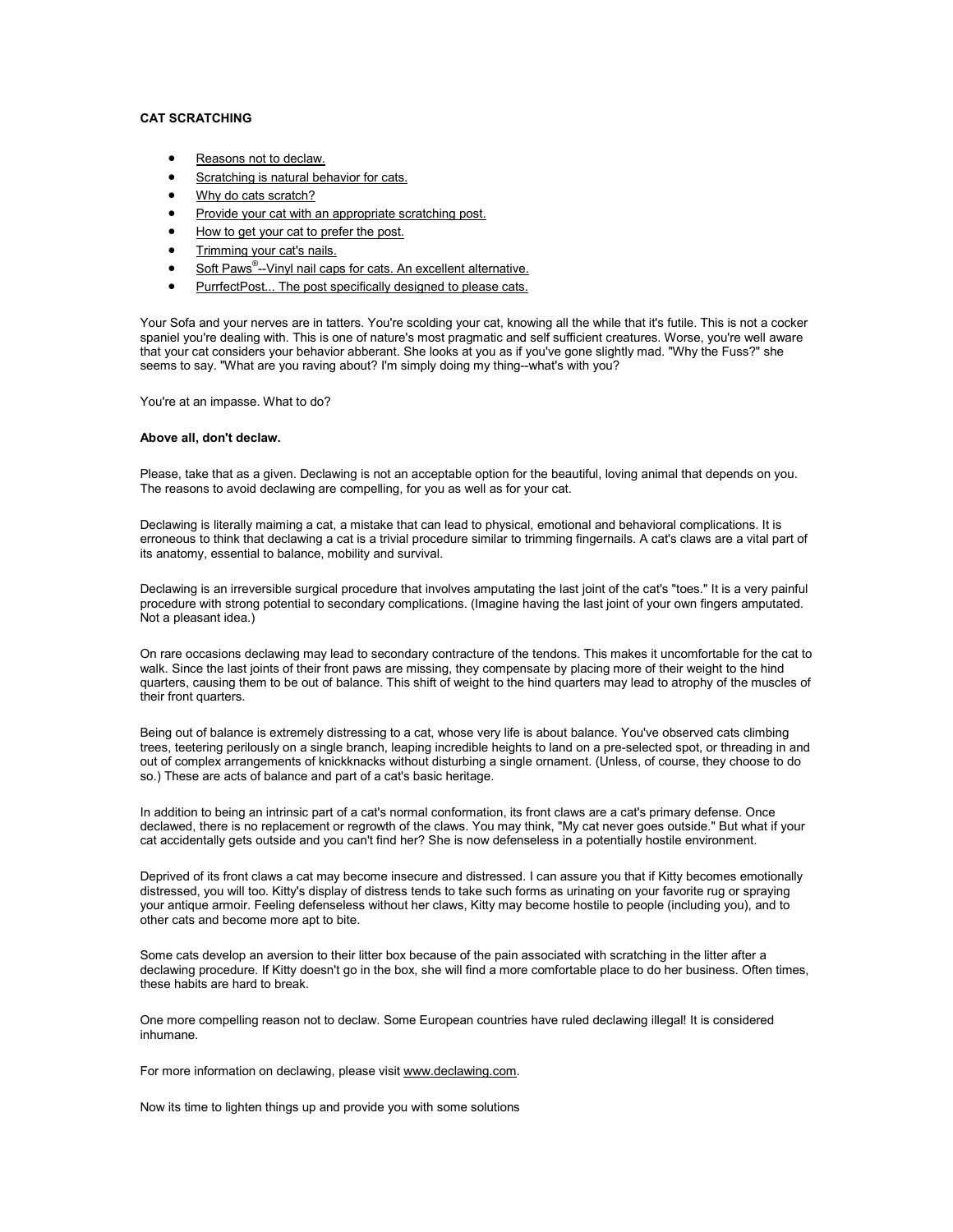# CAT SCRATCHING

- Reasons not to declaw.
- Scratching is natural behavior for cats.
- Why do cats scratch?
- Provide your cat with an appropriate scratching post.
- How to get your cat to prefer the post.
- Trimming your cat's nails.
- Soft Paws®--Vinyl nail caps for cats. An excellent alternative.
- PurrfectPost... The post specifically designed to please cats.

Your Sofa and your nerves are in tatters. You're scolding your cat, knowing all the while that it's futile. This is not a cocker spaniel you're dealing with. This is one of nature's most pragmatic and self sufficient creatures. Worse, you're well aware that your cat considers your behavior abberant. She looks at you as if you've gone slightly mad. "Why the Fuss?" she seems to say. "What are you raving about? I'm simply doing my thing--what's with you?

You're at an impasse. What to do?

**Above all, don't declaw.**

Please, take that as a given. Declawing is not an acceptable option for the beautiful, loving animal that depends on you. The reasons to avoid declawing are compelling, for you as well as for your cat.

Declawing is literally maiming a cat, a mistake that can lead to physical, emotional and behavioral complications. It is erroneous to think that declawing a cat is a trivial procedure similar to trimming fingernails. A cat's claws are a vital part of its anatomy, essential to balance, mobility and survival.

Declawing is an irreversible surgical procedure that involves amputating the last joint of the cat's "toes." It is a very painful procedure with strong potential to secondary complications. (Imagine having the last joint of your own fingers amputated. Not a pleasant idea.)

On rare occasions declawing may lead to secondary contracture of the tendons. This makes it uncomfortable for the cat to walk. Since the last joints of their front paws are missing, they compensate by placing more of their weight to the hind quarters, causing them to be out of balance. This shift of weight to the hind quarters may lead to atrophy of the muscles of their front quarters.

Being out of balance is extremely distressing to a cat, whose very life is about balance. You've observed cats climbing trees, teetering perilously on a single branch, leaping incredible heights to land on a pre-selected spot, or threading in and out of complex arrangements of knickknacks without disturbing a single ornament. (Unless, of course, they choose to do so.) These are acts of balance and part of a cat's basic heritage.

In addition to being an intrinsic part of a cat's normal conformation, its front claws are a cat's primary defense. Once declawed, there is no replacement or regrowth of the claws. You may think, "My cat never goes outside." But what if your cat accidentally gets outside and you can't find her? She is now defenseless in a potentially hostile environment.

Deprived of its front claws a cat may become insecure and distressed. I can assure you that if Kitty becomes emotionally distressed, you will too. Kitty's display of distress tends to take such forms as urinating on your favorite rug or spraying your antique armoir. Feeling defenseless without her claws, Kitty may become hostile to people (including you), and to other cats and become more apt to bite.

Some cats develop an aversion to their litter box because of the pain associated with scratching in the litter after a declawing procedure. If Kitty doesn't go in the box, she will find a more comfortable place to do her business. Often times, these habits are hard to break.

One more compelling reason not to declaw. Some European countries have ruled declawing illegal! It is considered inhumane.

For more information on declawing, please visit www.declawing.com.

Now its time to lighten things up and provide you with some solutions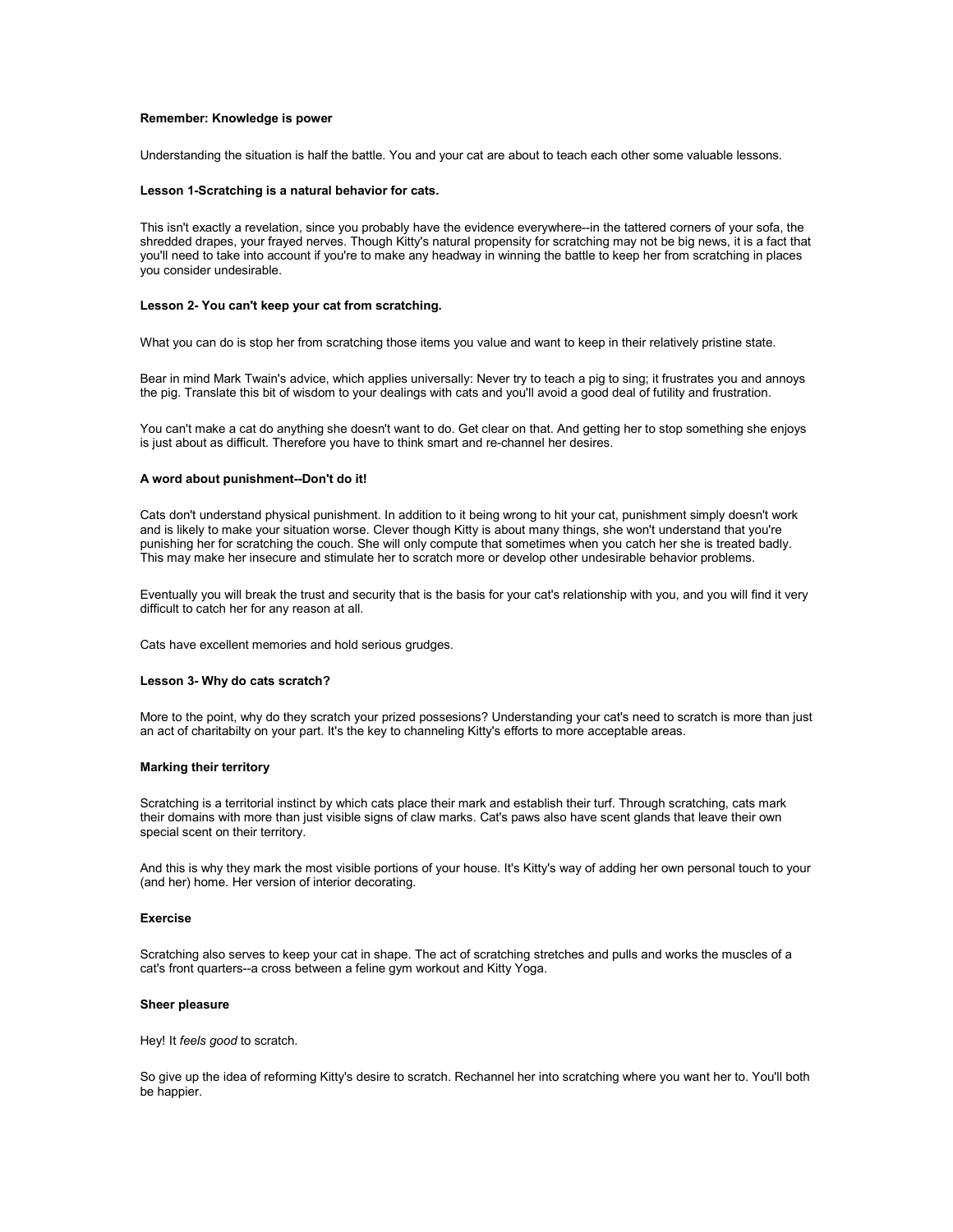**Remember: Knowledge is power**

Understanding the situation is half the battle. You and your cat are about to teach each other some valuable lessons.

**Lesson 1-Scratching is a natural behavior for cats.**

This isn't exactly a revelation, since you probably have the evidence everywhere--in the tattered corners of your sofa, the shredded drapes, your frayed nerves. Though Kitty's natural propensity for scratching may not be big news, it is a fact that you'll need to take into account if you're to make any headway in winning the battle to keep her from scratching in places you consider undesirable.

**Lesson 2- You can't keep your cat from scratching.**

What you can do is stop her from scratching those items you value and want to keep in their relatively pristine state.

Bear in mind Mark Twain's advice, which applies universally: Never try to teach a pig to sing; it frustrates you and annoys the pig. Translate this bit of wisdom to your dealings with cats and you'll avoid a good deal of futility and frustration.

You can't make a cat do anything she doesn't want to do. Get clear on that. And getting her to stop something she enjoys is just about as difficult. Therefore you have to think smart and re-channel her desires.

**A word about punishment--Don't do it!**

Cats don't understand physical punishment. In addition to it being wrong to hit your cat, punishment simply doesn't work and is likely to make your situation worse. Clever though Kitty is about many things, she won't understand that you're punishing her for scratching the couch. She will only compute that sometimes when you catch her she is treated badly. This may make her insecure and stimulate her to scratch more or develop other undesirable behavior problems.

Eventually you will break the trust and security that is the basis for your cat's relationship with you, and you will find it very difficult to catch her for any reason at all.

Cats have excellent memories and hold serious grudges.

**Lesson 3- Why do cats scratch?**

More to the point, why do they scratch your prized possesions? Understanding your cat's need to scratch is more than just an act of charitabilty on your part. It's the key to channeling Kitty's efforts to more acceptable areas.

**Marking their territory**

Scratching is a territorial instinct by which cats place their mark and establish their turf. Through scratching, cats mark their domains with more than just visible signs of claw marks. Cat's paws also have scent glands that leave their own special scent on their territory.

And this is why they mark the most visible portions of your house. It's Kitty's way of adding her own personal touch to your (and her) home. Her version of interior decorating.

**Exercise**

Scratching also serves to keep your cat in shape. The act of scratching stretches and pulls and works the muscles of a cat's front quarters--a cross between a feline gym workout and Kitty Yoga.

**Sheer pleasure**

Hey! It *feels good* to scratch.

So give up the idea of reforming Kitty's desire to scratch. Rechannel her into scratching where you want her to. You'll both be happier.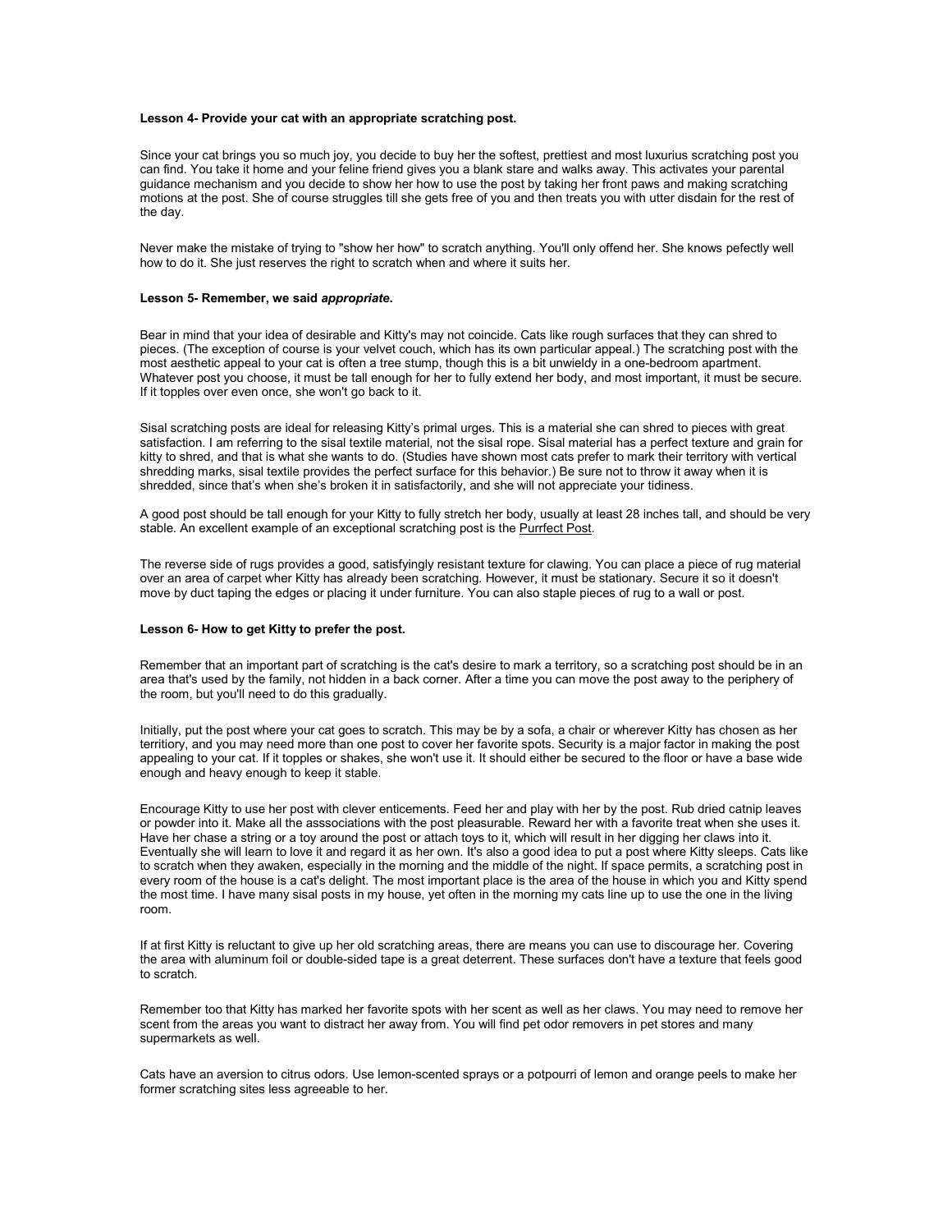**Lesson 4- Provide your cat with an appropriate scratching post.**

Since your cat brings you so much joy, you decide to buy her the softest, prettiest and most luxurius scratching post you can find. You take it home and your feline friend gives you a blank stare and walks away. This activates your parental guidance mechanism and you decide to show her how to use the post by taking her front paws and making scratching motions at the post. She of course struggles till she gets free of you and then treats you with utter disdain for the rest of the day.

Never make the mistake of trying to "show her how" to scratch anything. You'll only offend her. She knows pefectly well how to do it. She just reserves the right to scratch when and where it suits her.

**Lesson 5- Remember, we said *appropriate*.**

Bear in mind that your idea of desirable and Kitty's may not coincide. Cats like rough surfaces that they can shred to pieces. (The exception of course is your velvet couch, which has its own particular appeal.) The scratching post with the most aesthetic appeal to your cat is often a tree stump, though this is a bit unwieldy in a one-bedroom apartment. Whatever post you choose, it must be tall enough for her to fully extend her body, and most important, it must be secure. If it topples over even once, she won't go back to it.

Sisal scratching posts are ideal for releasing Kitty's primal urges. This is a material she can shred to pieces with great satisfaction. I am referring to the sisal textile material, not the sisal rope. Sisal material has a perfect texture and grain for kitty to shred, and that is what she wants to do. (Studies have shown most cats prefer to mark their territory with vertical shredding marks, sisal textile provides the perfect surface for this behavior.) Be sure not to throw it away when it is shredded, since that's when she's broken it in satisfactorily, and she will not appreciate your tidiness.

A good post should be tall enough for your Kitty to fully stretch her body, usually at least 28 inches tall, and should be very stable. An excellent example of an exceptional scratching post is the Purrfect Post.

The reverse side of rugs provides a good, satisfyingly resistant texture for clawing. You can place a piece of rug material over an area of carpet wher Kitty has already been scratching. However, it must be stationary. Secure it so it doesn't move by duct taping the edges or placing it under furniture. You can also staple pieces of rug to a wall or post.

**Lesson 6- How to get Kitty to prefer the post.**

Remember that an important part of scratching is the cat's desire to mark a territory, so a scratching post should be in an area that's used by the family, not hidden in a back corner. After a time you can move the post away to the periphery of the room, but you'll need to do this gradually.

Initially, put the post where your cat goes to scratch. This may be by a sofa, a chair or wherever Kitty has chosen as her territiory, and you may need more than one post to cover her favorite spots. Security is a major factor in making the post appealing to your cat. If it topples or shakes, she won't use it. It should either be secured to the floor or have a base wide enough and heavy enough to keep it stable.

Encourage Kitty to use her post with clever enticements. Feed her and play with her by the post. Rub dried catnip leaves or powder into it. Make all the asssociations with the post pleasurable. Reward her with a favorite treat when she uses it. Have her chase a string or a toy around the post or attach toys to it, which will result in her digging her claws into it. Eventually she will learn to love it and regard it as her own. It's also a good idea to put a post where Kitty sleeps. Cats like to scratch when they awaken, especially in the morning and the middle of the night. If space permits, a scratching post in every room of the house is a cat's delight. The most important place is the area of the house in which you and Kitty spend the most time. I have many sisal posts in my house, yet often in the morning my cats line up to use the one in the living room.

If at first Kitty is reluctant to give up her old scratching areas, there are means you can use to discourage her. Covering the area with aluminum foil or double-sided tape is a great deterrent. These surfaces don't have a texture that feels good to scratch.

Remember too that Kitty has marked her favorite spots with her scent as well as her claws. You may need to remove her scent from the areas you want to distract her away from. You will find pet odor removers in pet stores and many supermarkets as well.

Cats have an aversion to citrus odors. Use lemon-scented sprays or a potpourri of lemon and orange peels to make her former scratching sites less agreeable to her.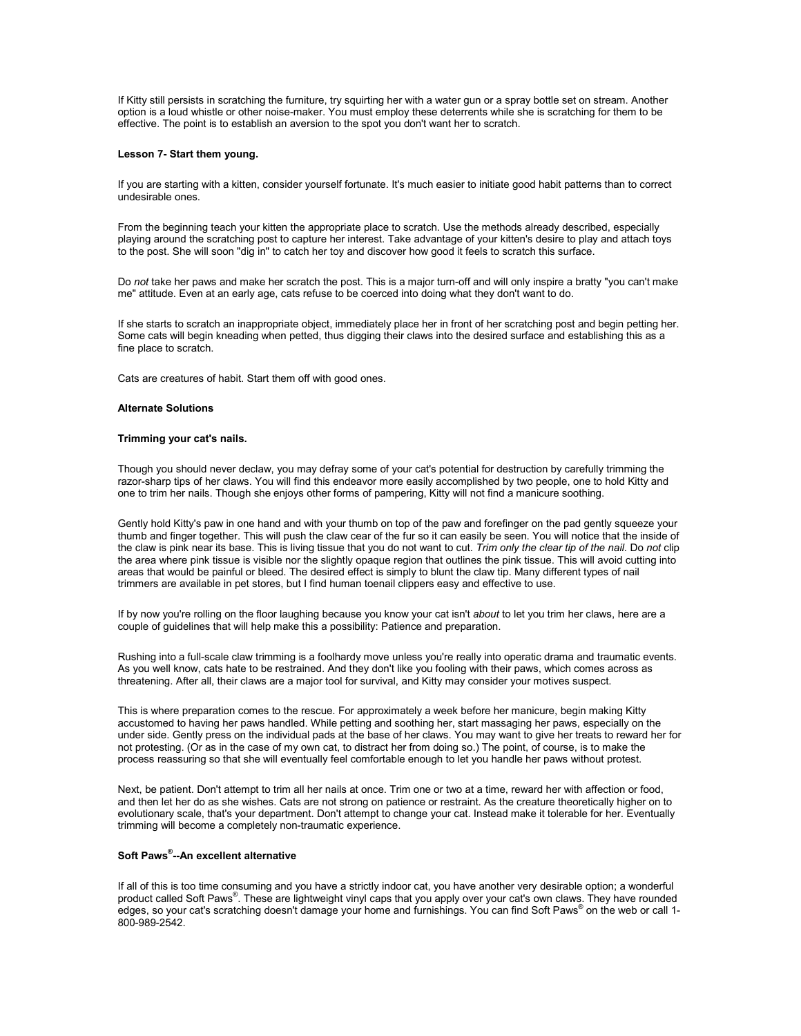If Kitty still persists in scratching the furniture, try squirting her with a water gun or a spray bottle set on stream. Another option is a loud whistle or other noise-maker. You must employ these deterrents while she is scratching for them to be effective. The point is to establish an aversion to the spot you don't want her to scratch.

**Lesson 7- Start them young.**

If you are starting with a kitten, consider yourself fortunate. It's much easier to initiate good habit patterns than to correct undesirable ones.

From the beginning teach your kitten the appropriate place to scratch. Use the methods already described, especially playing around the scratching post to capture her interest. Take advantage of your kitten's desire to play and attach toys to the post. She will soon "dig in" to catch her toy and discover how good it feels to scratch this surface.

Do *not* take her paws and make her scratch the post. This is a major turn-off and will only inspire a bratty "you can't make me" attitude. Even at an early age, cats refuse to be coerced into doing what they don't want to do.

If she starts to scratch an inappropriate object, immediately place her in front of her scratching post and begin petting her. Some cats will begin kneading when petted, thus digging their claws into the desired surface and establishing this as a fine place to scratch.

Cats are creatures of habit. Start them off with good ones.

**Alternate Solutions**

**Trimming your cat's nails.**

Though you should never declaw, you may defray some of your cat's potential for destruction by carefully trimming the razor-sharp tips of her claws. You will find this endeavor more easily accomplished by two people, one to hold Kitty and one to trim her nails. Though she enjoys other forms of pampering, Kitty will not find a manicure soothing.

Gently hold Kitty's paw in one hand and with your thumb on top of the paw and forefinger on the pad gently squeeze your thumb and finger together. This will push the claw cear of the fur so it can easily be seen. You will notice that the inside of the claw is pink near its base. This is living tissue that you do not want to cut. *Trim only the clear tip of the nail*. Do *not* clip the area where pink tissue is visible nor the slightly opaque region that outlines the pink tissue. This will avoid cutting into areas that would be painful or bleed. The desired effect is simply to blunt the claw tip. Many different types of nail trimmers are available in pet stores, but I find human toenail clippers easy and effective to use.

If by now you're rolling on the floor laughing because you know your cat isn't *about* to let you trim her claws, here are a couple of guidelines that will help make this a possibility: Patience and preparation.

Rushing into a full-scale claw trimming is a foolhardy move unless you're really into operatic drama and traumatic events. As you well know, cats hate to be restrained. And they don't like you fooling with their paws, which comes across as threatening. After all, their claws are a major tool for survival, and Kitty may consider your motives suspect.

This is where preparation comes to the rescue. For approximately a week before her manicure, begin making Kitty accustomed to having her paws handled. While petting and soothing her, start massaging her paws, especially on the under side. Gently press on the individual pads at the base of her claws. You may want to give her treats to reward her for not protesting. (Or as in the case of my own cat, to distract her from doing so.) The point, of course, is to make the process reassuring so that she will eventually feel comfortable enough to let you handle her paws without protest.

Next, be patient. Don't attempt to trim all her nails at once. Trim one or two at a time, reward her with affection or food, and then let her do as she wishes. Cats are not strong on patience or restraint. As the creature theoretically higher on to evolutionary scale, that's your department. Don't attempt to change your cat. Instead make it tolerable for her. Eventually trimming will become a completely non-traumatic experience.

**Soft Paws®--An excellent alternative**

If all of this is too time consuming and you have a strictly indoor cat, you have another very desirable option; a wonderful product called Soft Paws®. These are lightweight vinyl caps that you apply over your cat's own claws. They have rounded edges, so your cat's scratching doesn't damage your home and furnishings. You can find Soft Paws® on the web or call 1-800-989-2542.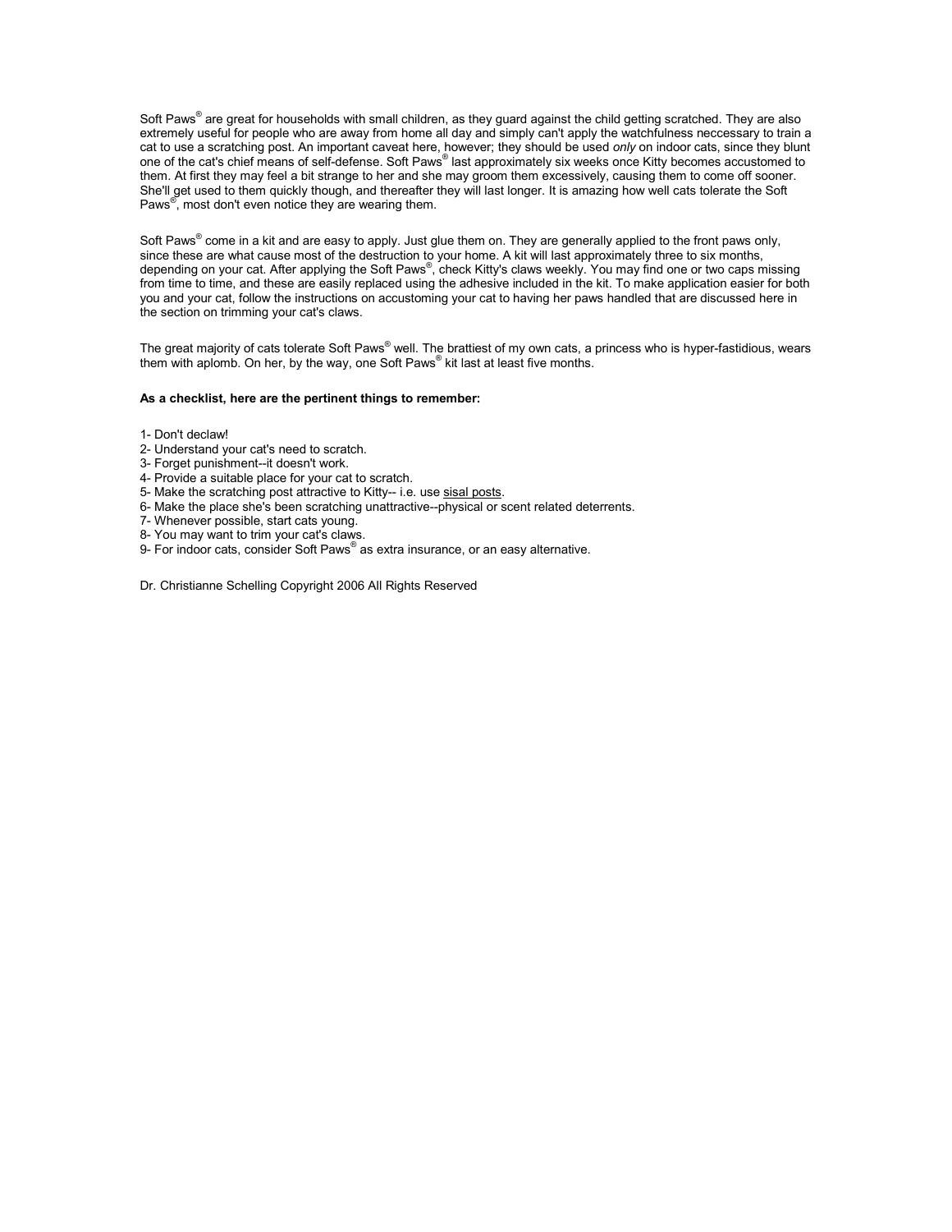Soft Paws® are great for households with small children, as they guard against the child getting scratched. They are also extremely useful for people who are away from home all day and simply can't apply the watchfulness neccessary to train a cat to use a scratching post. An important caveat here, however; they should be used *only* on indoor cats, since they blunt one of the cat's chief means of self-defense. Soft Paws® last approximately six weeks once Kitty becomes accustomed to them. At first they may feel a bit strange to her and she may groom them excessively, causing them to come off sooner. She'll get used to them quickly though, and thereafter they will last longer. It is amazing how well cats tolerate the Soft Paws®, most don't even notice they are wearing them.

Soft Paws® come in a kit and are easy to apply. Just glue them on. They are generally applied to the front paws only, since these are what cause most of the destruction to your home. A kit will last approximately three to six months, depending on your cat. After applying the Soft Paws®, check Kitty's claws weekly. You may find one or two caps missing from time to time, and these are easily replaced using the adhesive included in the kit. To make application easier for both you and your cat, follow the instructions on accustoming your cat to having her paws handled that are discussed here in the section on trimming your cat's claws.

The great majority of cats tolerate Soft Paws® well. The brattiest of my own cats, a princess who is hyper-fastidious, wears them with aplomb. On her, by the way, one Soft Paws® kit last at least five months.

**As a checklist, here are the pertinent things to remember:**

1- Don't declaw!
2- Understand your cat's need to scratch.
3- Forget punishment--it doesn't work.
4- Provide a suitable place for your cat to scratch.
5- Make the scratching post attractive to Kitty-- i.e. use sisal posts.
6- Make the place she's been scratching unattractive--physical or scent related deterrents.
7- Whenever possible, start cats young.
8- You may want to trim your cat's claws.
9- For indoor cats, consider Soft Paws® as extra insurance, or an easy alternative.

Dr. Christianne Schelling Copyright 2006 All Rights Reserved